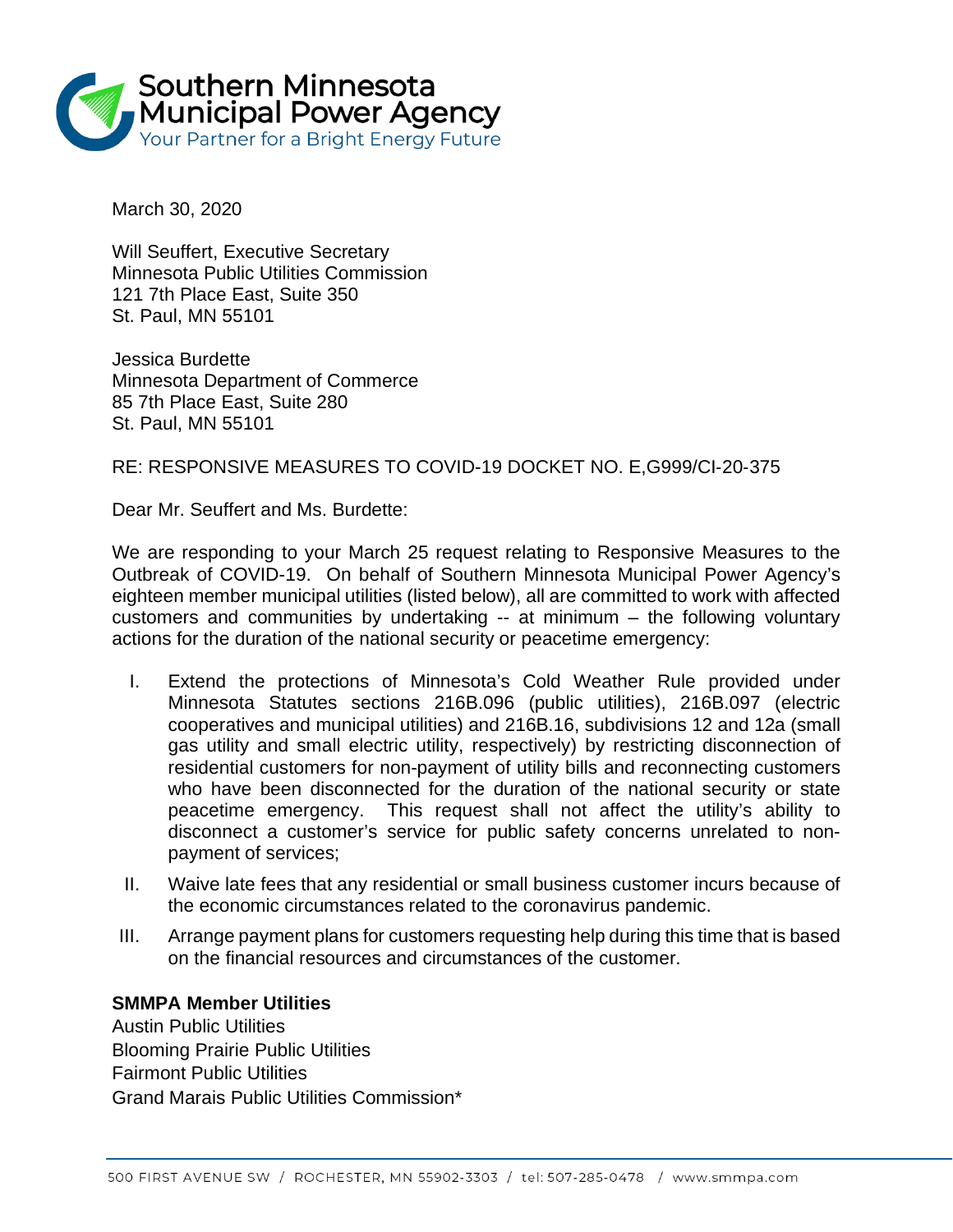Southern Minnesota Municipal Power Agency
Your Partner for a Bright Energy Future

March 30, 2020

Will Seuffert, Executive Secretary
Minnesota Public Utilities Commission
121 7th Place East, Suite 350
St. Paul, MN 55101

Jessica Burdette
Minnesota Department of Commerce
85 7th Place East, Suite 280
St. Paul, MN 55101

RE: RESPONSIVE MEASURES TO COVID-19 DOCKET NO. E,G999/CI-20-375

Dear Mr. Seuffert and Ms. Burdette:

We are responding to your March 25 request relating to Responsive Measures to the Outbreak of COVID-19. On behalf of Southern Minnesota Municipal Power Agency's eighteen member municipal utilities (listed below), all are committed to work with affected customers and communities by undertaking -- at minimum – the following voluntary actions for the duration of the national security or peacetime emergency:

I. Extend the protections of Minnesota's Cold Weather Rule provided under Minnesota Statutes sections 216B.096 (public utilities), 216B.097 (electric cooperatives and municipal utilities) and 216B.16, subdivisions 12 and 12a (small gas utility and small electric utility, respectively) by restricting disconnection of residential customers for non-payment of utility bills and reconnecting customers who have been disconnected for the duration of the national security or state peacetime emergency. This request shall not affect the utility's ability to disconnect a customer's service for public safety concerns unrelated to non-payment of services;

II. Waive late fees that any residential or small business customer incurs because of the economic circumstances related to the coronavirus pandemic.

III. Arrange payment plans for customers requesting help during this time that is based on the financial resources and circumstances of the customer.

**SMMPA Member Utilities**
Austin Public Utilities
Blooming Prairie Public Utilities
Fairmont Public Utilities
Grand Marais Public Utilities Commission*

500 FIRST AVENUE SW / ROCHESTER, MN 55902-3303 / tel: 507-285-0478 / www.smmpa.com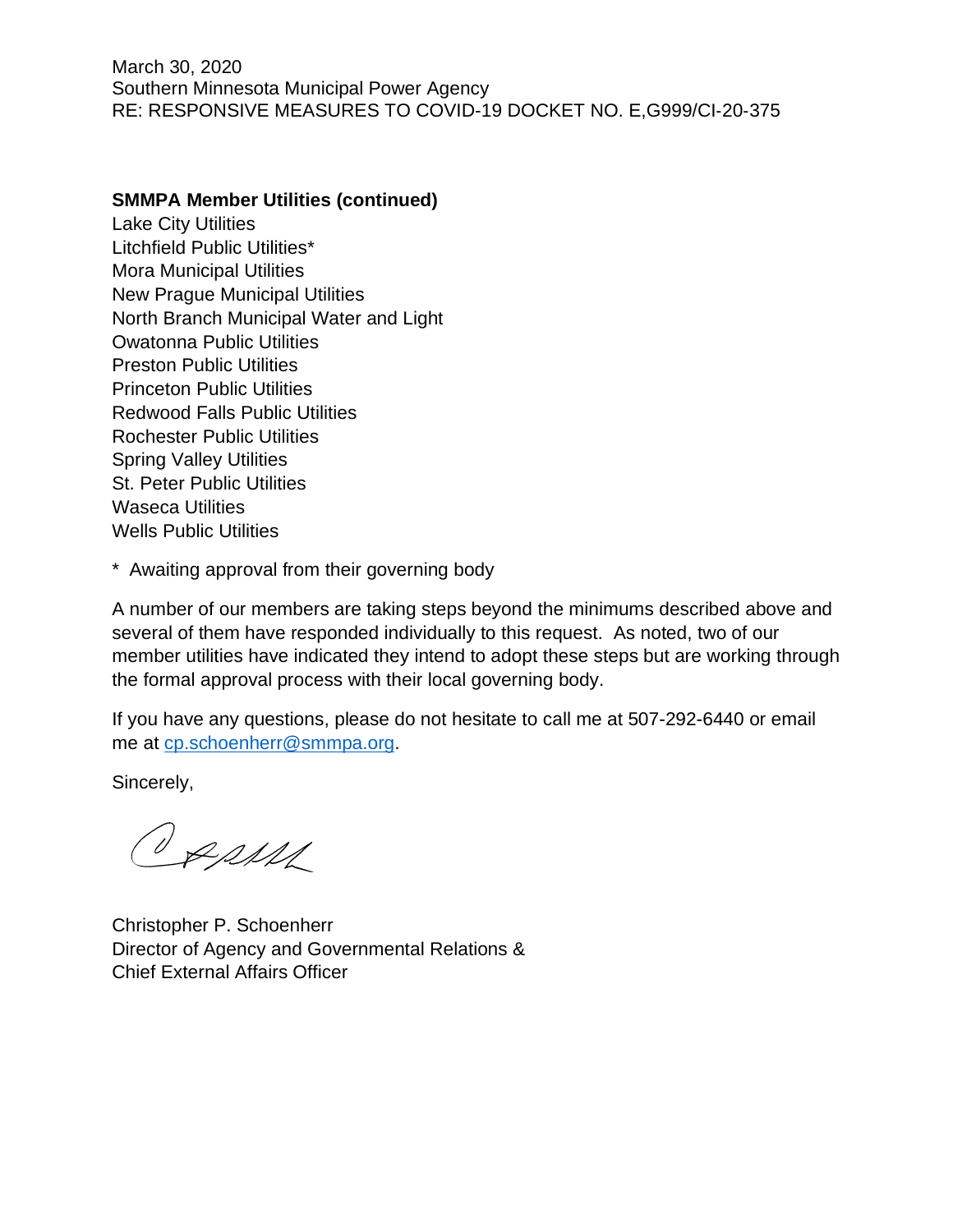March 30, 2020
Southern Minnesota Municipal Power Agency
RE: RESPONSIVE MEASURES TO COVID-19 DOCKET NO. E,G999/CI-20-375

**SMMPA Member Utilities (continued)**

Lake City Utilities
Litchfield Public Utilities*
Mora Municipal Utilities
New Prague Municipal Utilities
North Branch Municipal Water and Light
Owatonna Public Utilities
Preston Public Utilities
Princeton Public Utilities
Redwood Falls Public Utilities
Rochester Public Utilities
Spring Valley Utilities
St. Peter Public Utilities
Waseca Utilities
Wells Public Utilities

* Awaiting approval from their governing body

A number of our members are taking steps beyond the minimums described above and several of them have responded individually to this request. As noted, two of our member utilities have indicated they intend to adopt these steps but are working through the formal approval process with their local governing body.

If you have any questions, please do not hesitate to call me at 507-292-6440 or email me at cp.schoenherr@smmpa.org.

Sincerely,

Christopher P. Schoenherr
Director of Agency and Governmental Relations &
Chief External Affairs Officer